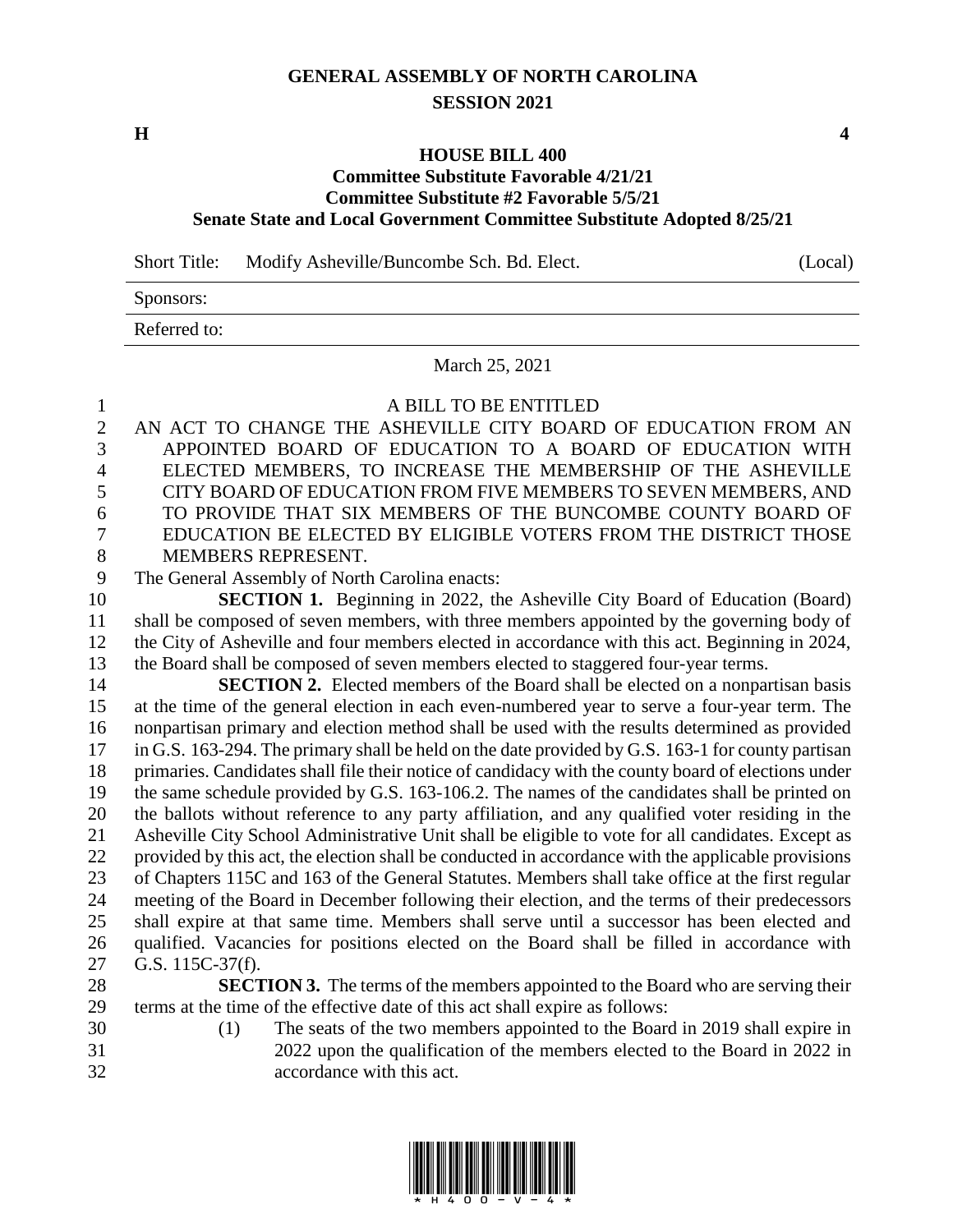# GENERAL ASSEMBLY OF NORTH CAROLINA
## SESSION 2021

**H** **4**

### HOUSE BILL 400
**Committee Substitute Favorable 4/21/21**
**Committee Substitute #2 Favorable 5/5/21**
**Senate State and Local Government Committee Substitute Adopted 8/25/21**

Short Title: Modify Asheville/Buncombe Sch. Bd. Elect. (Local)

Sponsors:

Referred to:

March 25, 2021

A BILL TO BE ENTITLED

AN ACT TO CHANGE THE ASHEVILLE CITY BOARD OF EDUCATION FROM AN APPOINTED BOARD OF EDUCATION TO A BOARD OF EDUCATION WITH ELECTED MEMBERS, TO INCREASE THE MEMBERSHIP OF THE ASHEVILLE CITY BOARD OF EDUCATION FROM FIVE MEMBERS TO SEVEN MEMBERS, AND TO PROVIDE THAT SIX MEMBERS OF THE BUNCOMBE COUNTY BOARD OF EDUCATION BE ELECTED BY ELIGIBLE VOTERS FROM THE DISTRICT THOSE MEMBERS REPRESENT.

The General Assembly of North Carolina enacts:

**SECTION 1.** Beginning in 2022, the Asheville City Board of Education (Board) shall be composed of seven members, with three members appointed by the governing body of the City of Asheville and four members elected in accordance with this act. Beginning in 2024, the Board shall be composed of seven members elected to staggered four-year terms.

**SECTION 2.** Elected members of the Board shall be elected on a nonpartisan basis at the time of the general election in each even-numbered year to serve a four-year term. The nonpartisan primary and election method shall be used with the results determined as provided in G.S. 163-294. The primary shall be held on the date provided by G.S. 163-1 for county partisan primaries. Candidates shall file their notice of candidacy with the county board of elections under the same schedule provided by G.S. 163-106.2. The names of the candidates shall be printed on the ballots without reference to any party affiliation, and any qualified voter residing in the Asheville City School Administrative Unit shall be eligible to vote for all candidates. Except as provided by this act, the election shall be conducted in accordance with the applicable provisions of Chapters 115C and 163 of the General Statutes. Members shall take office at the first regular meeting of the Board in December following their election, and the terms of their predecessors shall expire at that same time. Members shall serve until a successor has been elected and qualified. Vacancies for positions elected on the Board shall be filled in accordance with G.S. 115C-37(f).

**SECTION 3.** The terms of the members appointed to the Board who are serving their terms at the time of the effective date of this act shall expire as follows:

(1) The seats of the two members appointed to the Board in 2019 shall expire in 2022 upon the qualification of the members elected to the Board in 2022 in accordance with this act.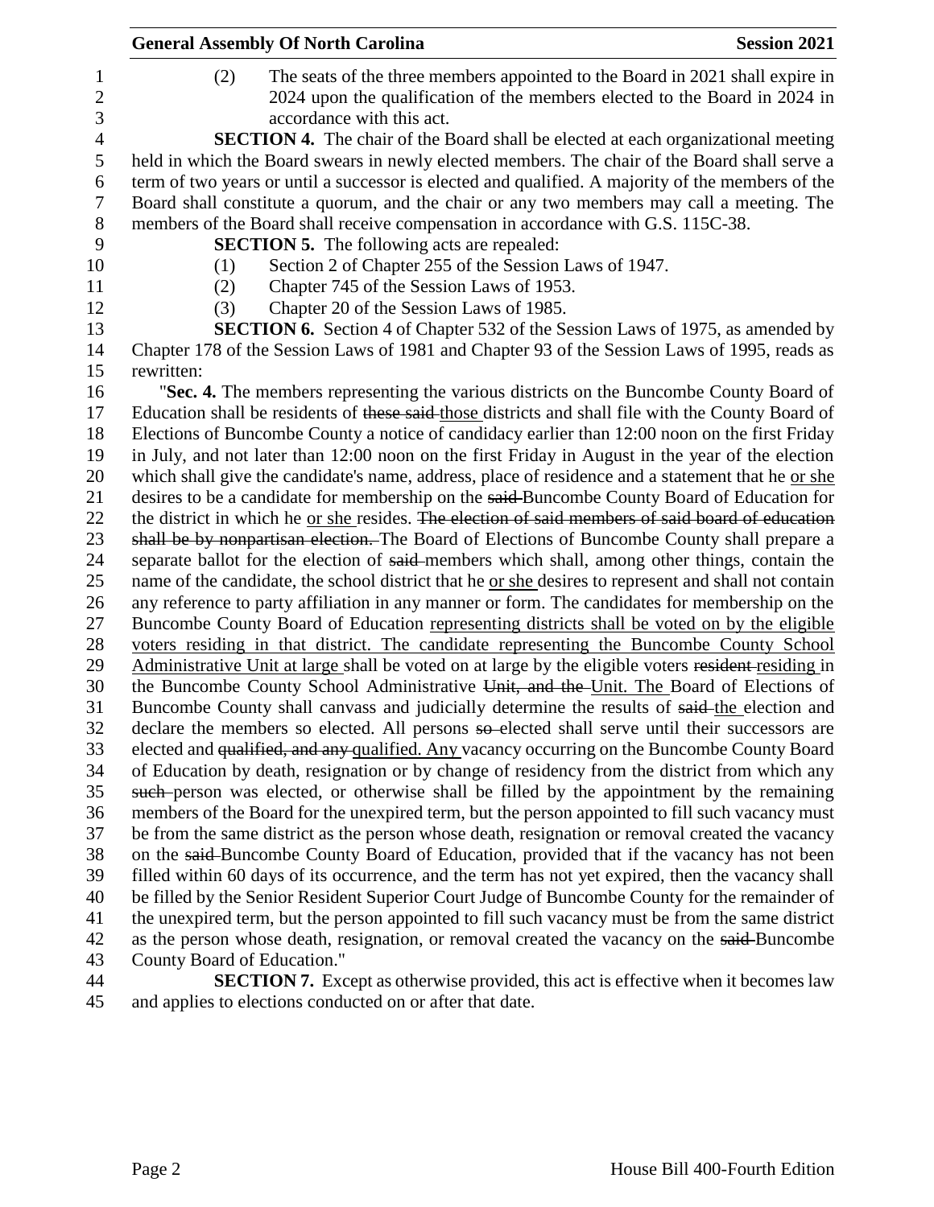(2) The seats of the three members appointed to the Board in 2021 shall expire in 2024 upon the qualification of the members elected to the Board in 2024 in accordance with this act.

**SECTION 4.** The chair of the Board shall be elected at each organizational meeting held in which the Board swears in newly elected members. The chair of the Board shall serve a term of two years or until a successor is elected and qualified. A majority of the members of the Board shall constitute a quorum, and the chair or any two members may call a meeting. The members of the Board shall receive compensation in accordance with G.S. 115C-38.

**SECTION 5.** The following acts are repealed:

(1) Section 2 of Chapter 255 of the Session Laws of 1947.

(2) Chapter 745 of the Session Laws of 1953.

(3) Chapter 20 of the Session Laws of 1985.

**SECTION 6.** Section 4 of Chapter 532 of the Session Laws of 1975, as amended by Chapter 178 of the Session Laws of 1981 and Chapter 93 of the Session Laws of 1995, reads as rewritten:

"**Sec. 4.** The members representing the various districts on the Buncombe County Board of Education shall be residents of ~~these said~~ <u>those</u> districts and shall file with the County Board of Elections of Buncombe County a notice of candidacy earlier than 12:00 noon on the first Friday in July, and not later than 12:00 noon on the first Friday in August in the year of the election which shall give the candidate's name, address, place of residence and a statement that he <u>or she</u> desires to be a candidate for membership on the ~~said~~ Buncombe County Board of Education for the district in which he <u>or she</u> resides. ~~The election of said members of said board of education shall be by nonpartisan election.~~ The Board of Elections of Buncombe County shall prepare a separate ballot for the election of ~~said~~ members which shall, among other things, contain the name of the candidate, the school district that he <u>or she</u> desires to represent and shall not contain any reference to party affiliation in any manner or form. The candidates for membership on the Buncombe County Board of Education <u>representing districts shall be voted on by the eligible voters residing in that district. The candidate representing the Buncombe County School Administrative Unit at large</u> shall be voted on at large by the eligible voters ~~resident~~ <u>residing</u> in the Buncombe County School Administrative ~~Unit, and the~~ <u>Unit. The</u> Board of Elections of Buncombe County shall canvass and judicially determine the results of ~~said~~ <u>the</u> election and declare the members so elected. All persons ~~so~~ elected shall serve until their successors are elected and ~~qualified, and any~~ <u>qualified. Any</u> vacancy occurring on the Buncombe County Board of Education by death, resignation or by change of residency from the district from which any ~~such~~ person was elected, or otherwise shall be filled by the appointment by the remaining members of the Board for the unexpired term, but the person appointed to fill such vacancy must be from the same district as the person whose death, resignation or removal created the vacancy on the ~~said~~ Buncombe County Board of Education, provided that if the vacancy has not been filled within 60 days of its occurrence, and the term has not yet expired, then the vacancy shall be filled by the Senior Resident Superior Court Judge of Buncombe County for the remainder of the unexpired term, but the person appointed to fill such vacancy must be from the same district as the person whose death, resignation, or removal created the vacancy on the ~~said~~ Buncombe County Board of Education."

**SECTION 7.** Except as otherwise provided, this act is effective when it becomes law and applies to elections conducted on or after that date.